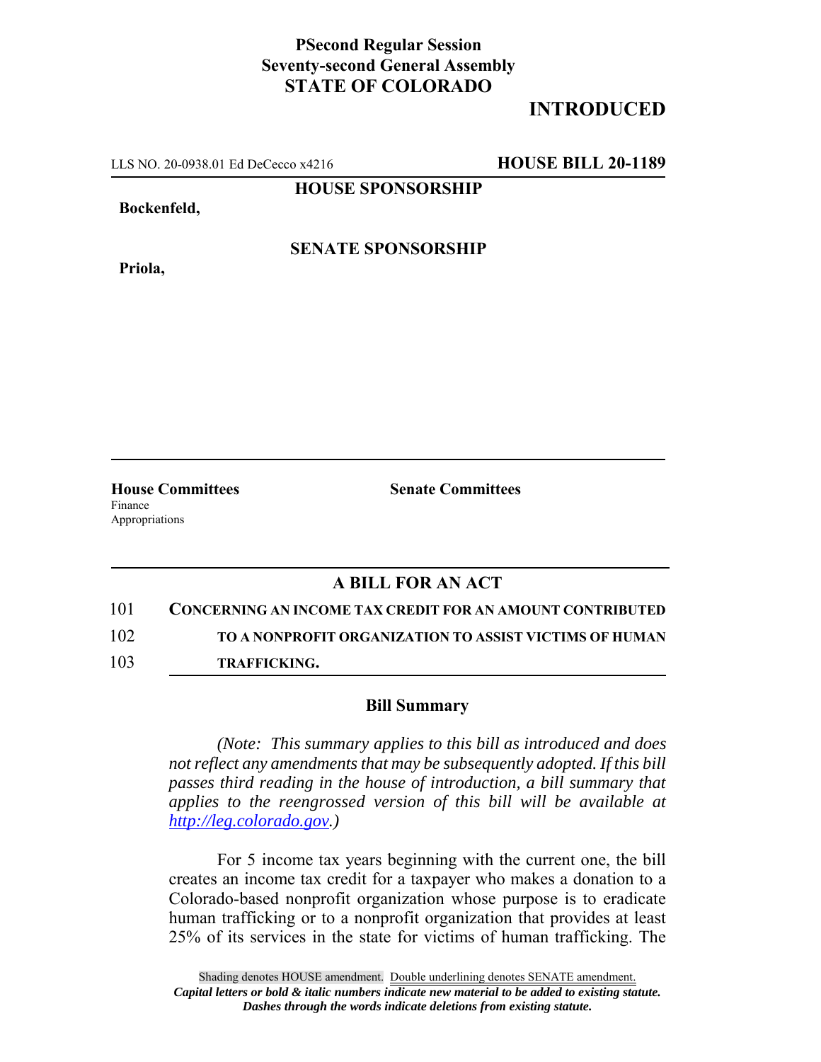**PSecond Regular Session**
**Seventy-second General Assembly**
**STATE OF COLORADO**

## INTRODUCED

LLS NO. 20-0938.01 Ed DeCecco x4216 **HOUSE BILL 20-1189**

**HOUSE SPONSORSHIP**

**Bockenfeld,**

**SENATE SPONSORSHIP**

**Priola,**

| **House Committees** | **Senate Committees** |
|---|---|
| Finance | |
| Appropriations | |

## A BILL FOR AN ACT

101 **CONCERNING AN INCOME TAX CREDIT FOR AN AMOUNT CONTRIBUTED**
102 **TO A NONPROFIT ORGANIZATION TO ASSIST VICTIMS OF HUMAN**
103 **TRAFFICKING.**

### Bill Summary

*(Note: This summary applies to this bill as introduced and does not reflect any amendments that may be subsequently adopted. If this bill passes third reading in the house of introduction, a bill summary that applies to the reengrossed version of this bill will be available at http://leg.colorado.gov.)*

For 5 income tax years beginning with the current one, the bill creates an income tax credit for a taxpayer who makes a donation to a Colorado-based nonprofit organization whose purpose is to eradicate human trafficking or to a nonprofit organization that provides at least 25% of its services in the state for victims of human trafficking. The

Shading denotes HOUSE amendment. Double underlining denotes SENATE amendment.
***Capital letters or bold & italic numbers indicate new material to be added to existing statute.***
***Dashes through the words indicate deletions from existing statute.***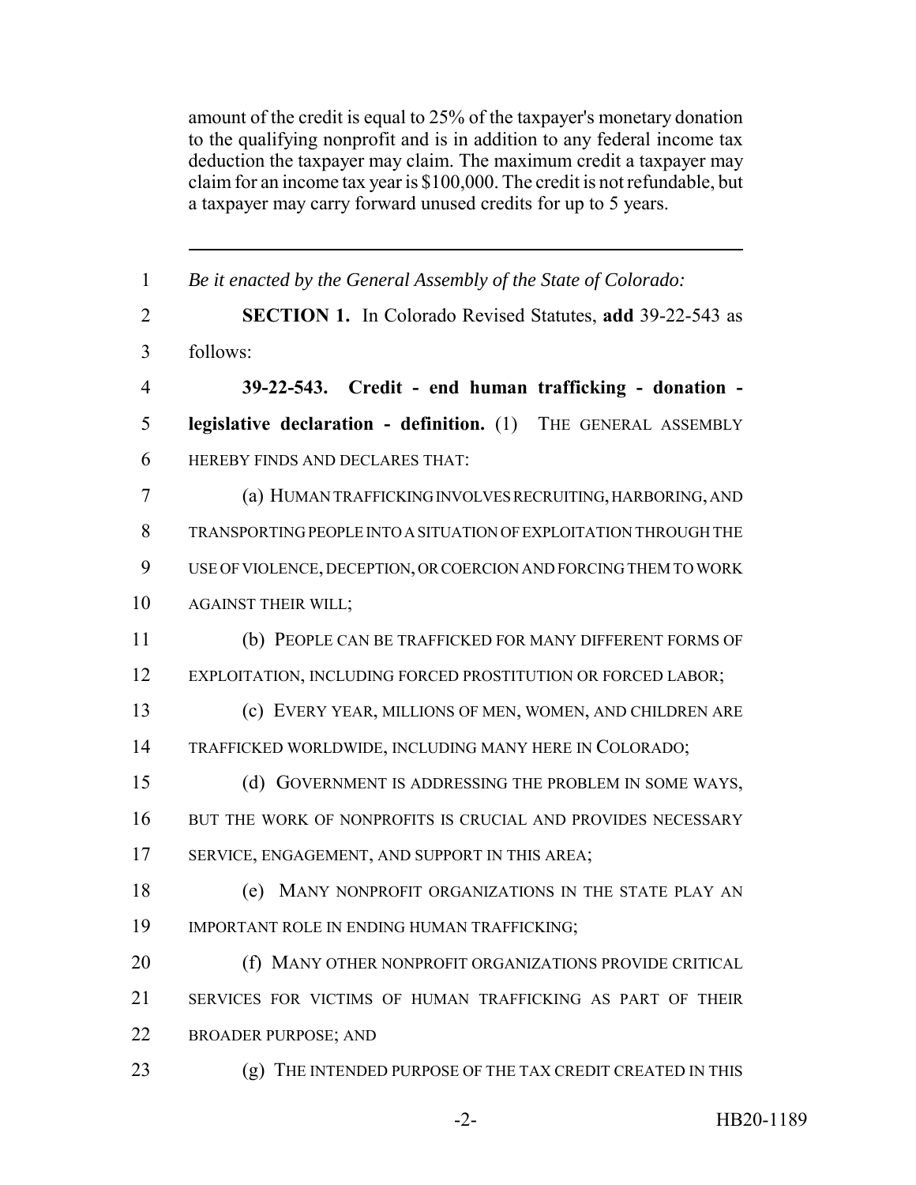amount of the credit is equal to 25% of the taxpayer's monetary donation to the qualifying nonprofit and is in addition to any federal income tax deduction the taxpayer may claim. The maximum credit a taxpayer may claim for an income tax year is $100,000. The credit is not refundable, but a taxpayer may carry forward unused credits for up to 5 years.

---

1 *Be it enacted by the General Assembly of the State of Colorado:*

2 **SECTION 1.** In Colorado Revised Statutes, **add** 39-22-543 as
3 follows:

4 **39-22-543. Credit - end human trafficking - donation -**
5 **legislative declaration - definition.** (1) THE GENERAL ASSEMBLY
6 HEREBY FINDS AND DECLARES THAT:

7 (a) HUMAN TRAFFICKING INVOLVES RECRUITING, HARBORING, AND
8 TRANSPORTING PEOPLE INTO A SITUATION OF EXPLOITATION THROUGH THE
9 USE OF VIOLENCE, DECEPTION, OR COERCION AND FORCING THEM TO WORK
10 AGAINST THEIR WILL;

11 (b) PEOPLE CAN BE TRAFFICKED FOR MANY DIFFERENT FORMS OF
12 EXPLOITATION, INCLUDING FORCED PROSTITUTION OR FORCED LABOR;

13 (c) EVERY YEAR, MILLIONS OF MEN, WOMEN, AND CHILDREN ARE
14 TRAFFICKED WORLDWIDE, INCLUDING MANY HERE IN COLORADO;

15 (d) GOVERNMENT IS ADDRESSING THE PROBLEM IN SOME WAYS,
16 BUT THE WORK OF NONPROFITS IS CRUCIAL AND PROVIDES NECESSARY
17 SERVICE, ENGAGEMENT, AND SUPPORT IN THIS AREA;

18 (e) MANY NONPROFIT ORGANIZATIONS IN THE STATE PLAY AN
19 IMPORTANT ROLE IN ENDING HUMAN TRAFFICKING;

20 (f) MANY OTHER NONPROFIT ORGANIZATIONS PROVIDE CRITICAL
21 SERVICES FOR VICTIMS OF HUMAN TRAFFICKING AS PART OF THEIR
22 BROADER PURPOSE; AND

23 (g) THE INTENDED PURPOSE OF THE TAX CREDIT CREATED IN THIS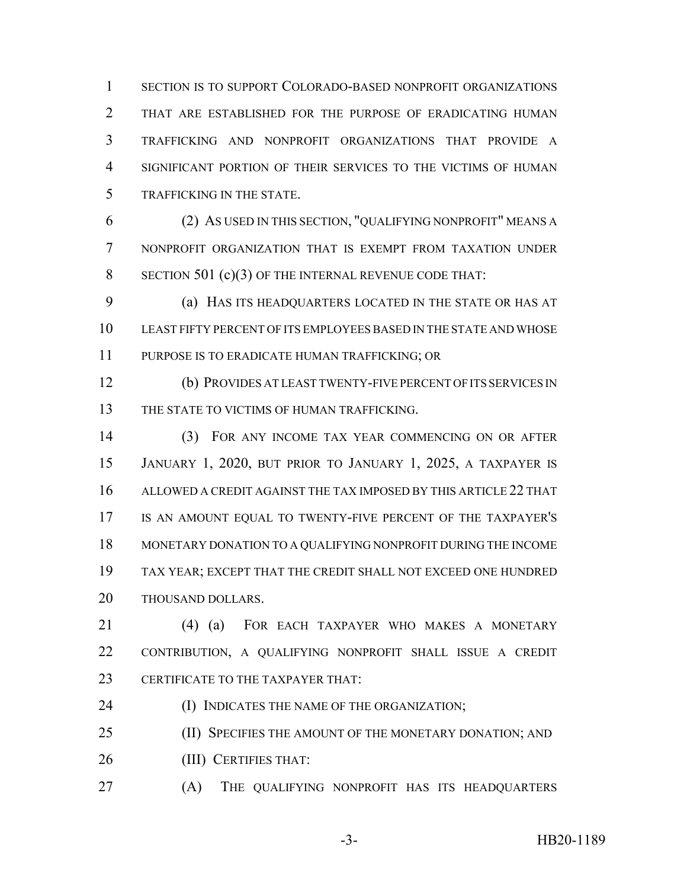SECTION IS TO SUPPORT COLORADO-BASED NONPROFIT ORGANIZATIONS THAT ARE ESTABLISHED FOR THE PURPOSE OF ERADICATING HUMAN TRAFFICKING AND NONPROFIT ORGANIZATIONS THAT PROVIDE A SIGNIFICANT PORTION OF THEIR SERVICES TO THE VICTIMS OF HUMAN TRAFFICKING IN THE STATE.

(2) AS USED IN THIS SECTION, "QUALIFYING NONPROFIT" MEANS A NONPROFIT ORGANIZATION THAT IS EXEMPT FROM TAXATION UNDER SECTION 501 (c)(3) OF THE INTERNAL REVENUE CODE THAT:

(a) HAS ITS HEADQUARTERS LOCATED IN THE STATE OR HAS AT LEAST FIFTY PERCENT OF ITS EMPLOYEES BASED IN THE STATE AND WHOSE PURPOSE IS TO ERADICATE HUMAN TRAFFICKING; OR

(b) PROVIDES AT LEAST TWENTY-FIVE PERCENT OF ITS SERVICES IN THE STATE TO VICTIMS OF HUMAN TRAFFICKING.

(3) FOR ANY INCOME TAX YEAR COMMENCING ON OR AFTER JANUARY 1, 2020, BUT PRIOR TO JANUARY 1, 2025, A TAXPAYER IS ALLOWED A CREDIT AGAINST THE TAX IMPOSED BY THIS ARTICLE 22 THAT IS AN AMOUNT EQUAL TO TWENTY-FIVE PERCENT OF THE TAXPAYER'S MONETARY DONATION TO A QUALIFYING NONPROFIT DURING THE INCOME TAX YEAR; EXCEPT THAT THE CREDIT SHALL NOT EXCEED ONE HUNDRED THOUSAND DOLLARS.

(4) (a) FOR EACH TAXPAYER WHO MAKES A MONETARY CONTRIBUTION, A QUALIFYING NONPROFIT SHALL ISSUE A CREDIT CERTIFICATE TO THE TAXPAYER THAT:

(I) INDICATES THE NAME OF THE ORGANIZATION;

(II) SPECIFIES THE AMOUNT OF THE MONETARY DONATION; AND

(III) CERTIFIES THAT:

(A) THE QUALIFYING NONPROFIT HAS ITS HEADQUARTERS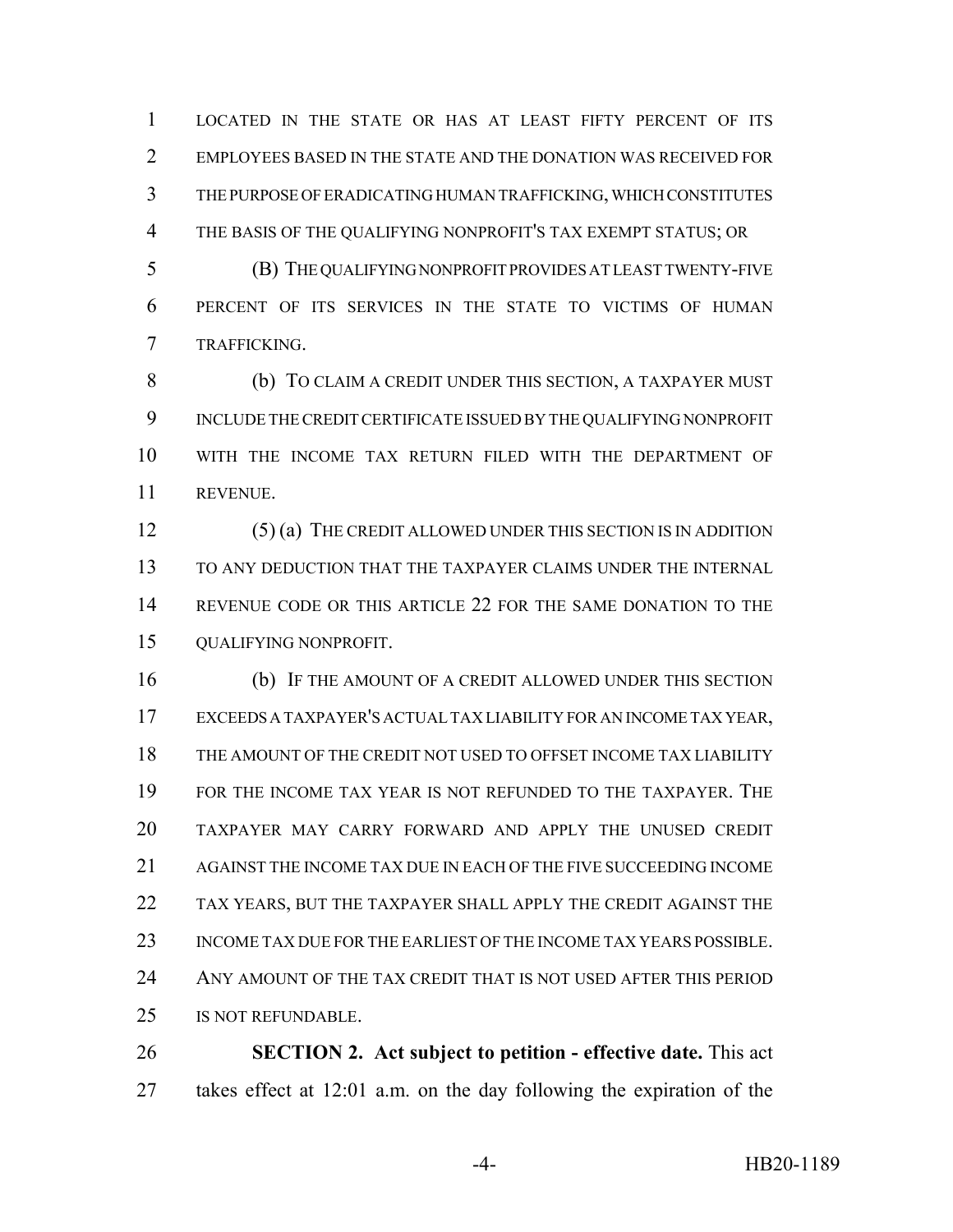LOCATED IN THE STATE OR HAS AT LEAST FIFTY PERCENT OF ITS EMPLOYEES BASED IN THE STATE AND THE DONATION WAS RECEIVED FOR THE PURPOSE OF ERADICATING HUMAN TRAFFICKING, WHICH CONSTITUTES THE BASIS OF THE QUALIFYING NONPROFIT'S TAX EXEMPT STATUS; OR

(B) THE QUALIFYING NONPROFIT PROVIDES AT LEAST TWENTY-FIVE PERCENT OF ITS SERVICES IN THE STATE TO VICTIMS OF HUMAN TRAFFICKING.

(b) TO CLAIM A CREDIT UNDER THIS SECTION, A TAXPAYER MUST INCLUDE THE CREDIT CERTIFICATE ISSUED BY THE QUALIFYING NONPROFIT WITH THE INCOME TAX RETURN FILED WITH THE DEPARTMENT OF REVENUE.

(5) (a) THE CREDIT ALLOWED UNDER THIS SECTION IS IN ADDITION TO ANY DEDUCTION THAT THE TAXPAYER CLAIMS UNDER THE INTERNAL REVENUE CODE OR THIS ARTICLE 22 FOR THE SAME DONATION TO THE QUALIFYING NONPROFIT.

(b) IF THE AMOUNT OF A CREDIT ALLOWED UNDER THIS SECTION EXCEEDS A TAXPAYER'S ACTUAL TAX LIABILITY FOR AN INCOME TAX YEAR, THE AMOUNT OF THE CREDIT NOT USED TO OFFSET INCOME TAX LIABILITY FOR THE INCOME TAX YEAR IS NOT REFUNDED TO THE TAXPAYER. THE TAXPAYER MAY CARRY FORWARD AND APPLY THE UNUSED CREDIT AGAINST THE INCOME TAX DUE IN EACH OF THE FIVE SUCCEEDING INCOME TAX YEARS, BUT THE TAXPAYER SHALL APPLY THE CREDIT AGAINST THE INCOME TAX DUE FOR THE EARLIEST OF THE INCOME TAX YEARS POSSIBLE. ANY AMOUNT OF THE TAX CREDIT THAT IS NOT USED AFTER THIS PERIOD IS NOT REFUNDABLE.

**SECTION 2. Act subject to petition - effective date.** This act takes effect at 12:01 a.m. on the day following the expiration of the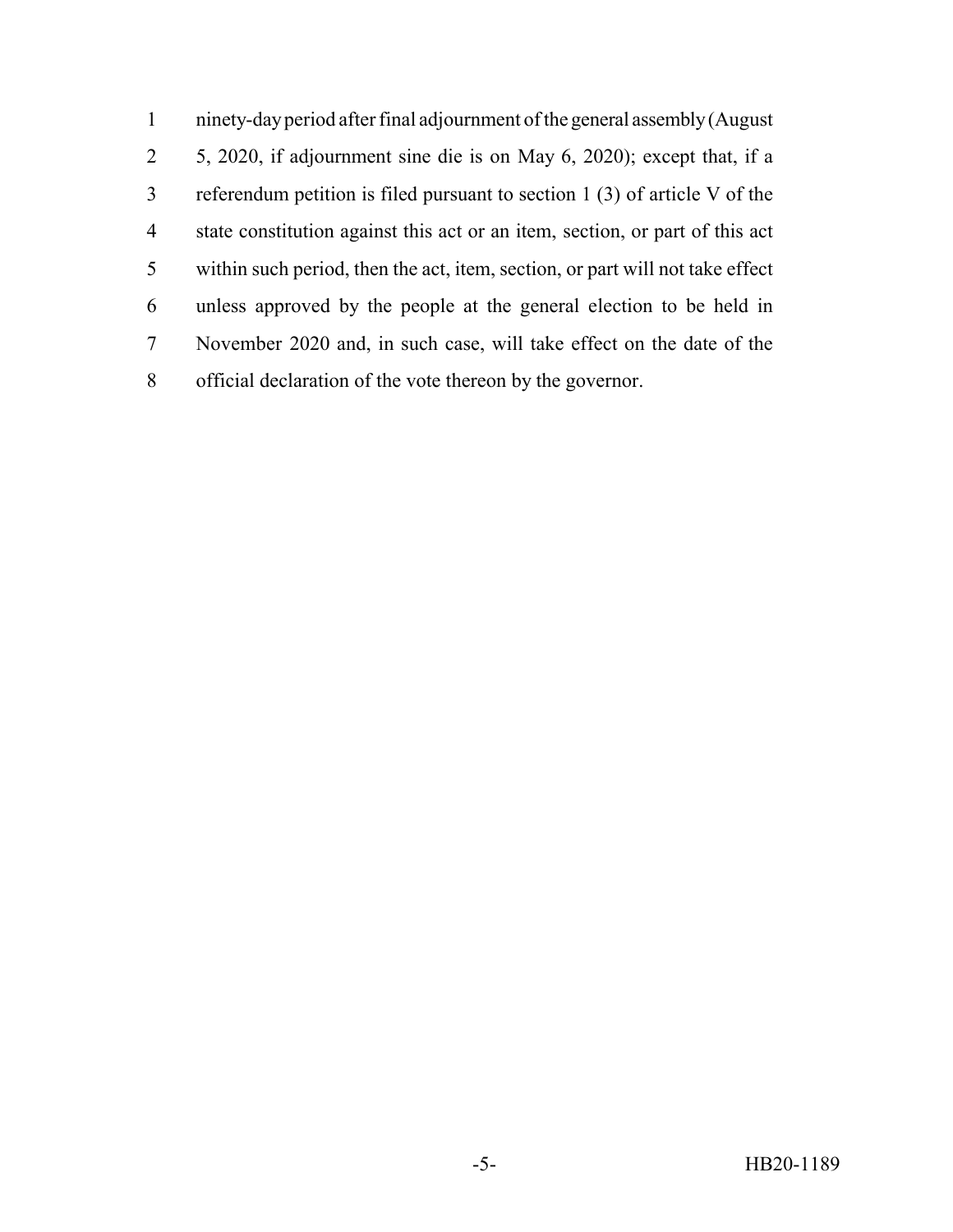ninety-day period after final adjournment of the general assembly (August 5, 2020, if adjournment sine die is on May 6, 2020); except that, if a referendum petition is filed pursuant to section 1 (3) of article V of the state constitution against this act or an item, section, or part of this act within such period, then the act, item, section, or part will not take effect unless approved by the people at the general election to be held in November 2020 and, in such case, will take effect on the date of the official declaration of the vote thereon by the governor.